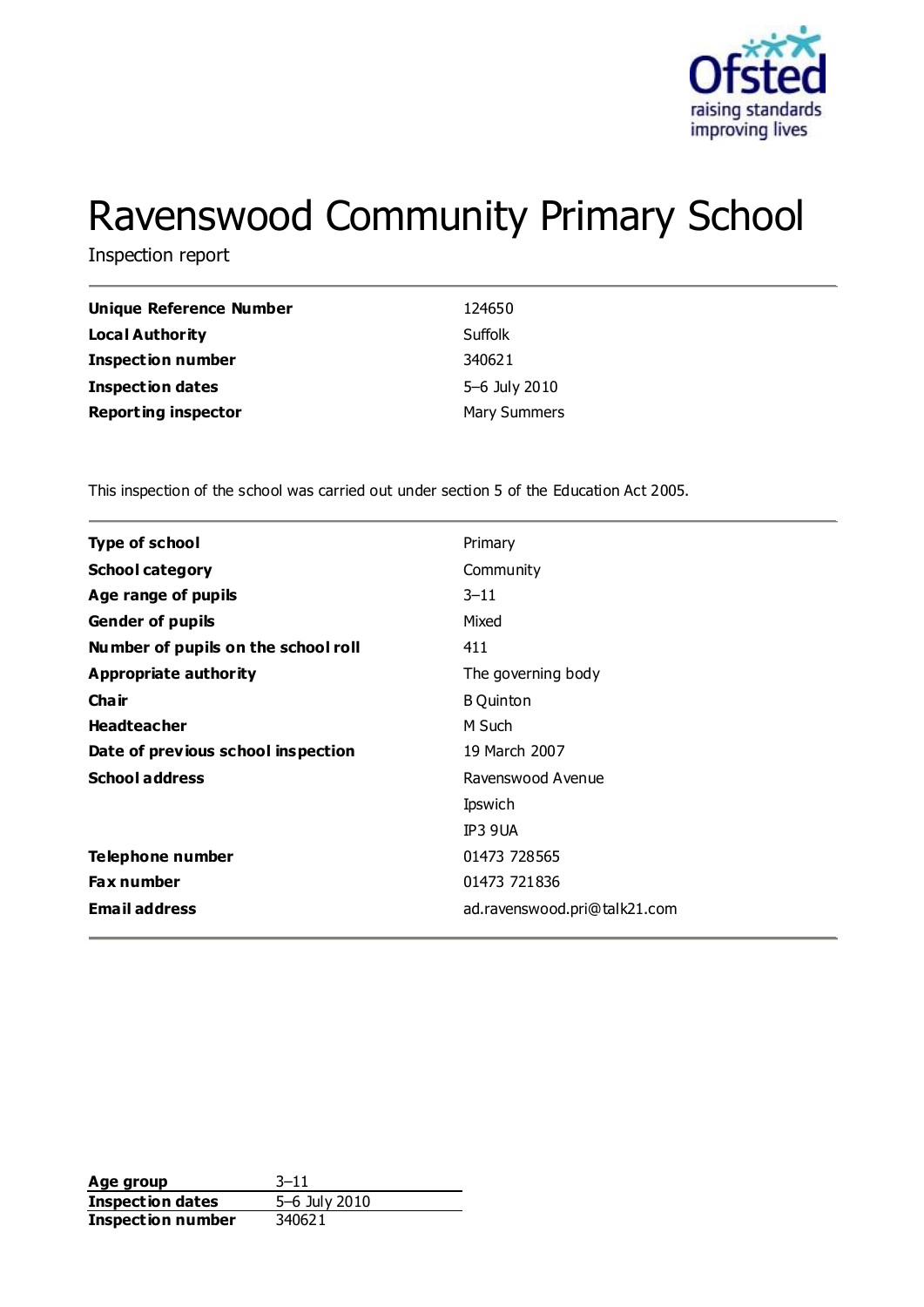# Ravenswood Community Primary School

Inspection report

| | |
|---|---|
| **Unique Reference Number** | 124650 |
| **Local Authority** | Suffolk |
| **Inspection number** | 340621 |
| **Inspection dates** | 5–6 July 2010 |
| **Reporting inspector** | Mary Summers |

This inspection of the school was carried out under section 5 of the Education Act 2005.

| | |
|---|---|
| **Type of school** | Primary |
| **School category** | Community |
| **Age range of pupils** | 3–11 |
| **Gender of pupils** | Mixed |
| **Number of pupils on the school roll** | 411 |
| **Appropriate authority** | The governing body |
| **Chair** | B Quinton |
| **Headteacher** | M Such |
| **Date of previous school inspection** | 19 March 2007 |
| **School address** | Ravenswood Avenue |
| | Ipswich |
| | IP3 9UA |
| **Telephone number** | 01473 728565 |
| **Fax number** | 01473 721836 |
| **Email address** | ad.ravenswood.pri@talk21.com |

| | |
|---|---|
| **Age group** | 3–11 |
| **Inspection dates** | 5–6 July 2010 |
| **Inspection number** | 340621 |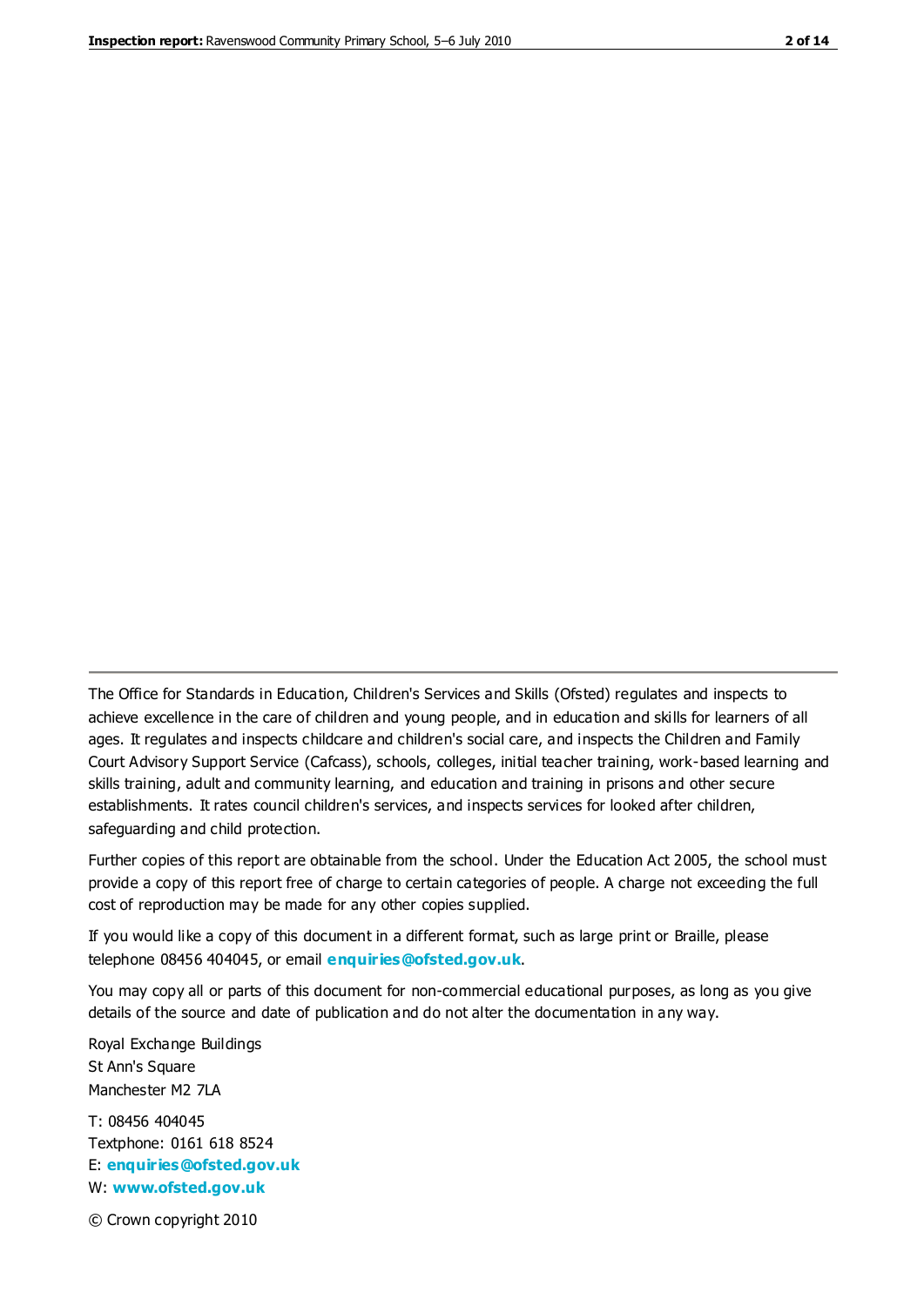The Office for Standards in Education, Children's Services and Skills (Ofsted) regulates and inspects to achieve excellence in the care of children and young people, and in education and skills for learners of all ages. It regulates and inspects childcare and children's social care, and inspects the Children and Family Court Advisory Support Service (Cafcass), schools, colleges, initial teacher training, work-based learning and skills training, adult and community learning, and education and training in prisons and other secure establishments. It rates council children's services, and inspects services for looked after children, safeguarding and child protection.

Further copies of this report are obtainable from the school. Under the Education Act 2005, the school must provide a copy of this report free of charge to certain categories of people. A charge not exceeding the full cost of reproduction may be made for any other copies supplied.

If you would like a copy of this document in a different format, such as large print or Braille, please telephone 08456 404045, or email **enquiries@ofsted.gov.uk**.

You may copy all or parts of this document for non-commercial educational purposes, as long as you give details of the source and date of publication and do not alter the documentation in any way.

Royal Exchange Buildings
St Ann's Square
Manchester M2 7LA

T: 08456 404045
Textphone: 0161 618 8524
E: **enquiries@ofsted.gov.uk**
W: **www.ofsted.gov.uk**

© Crown copyright 2010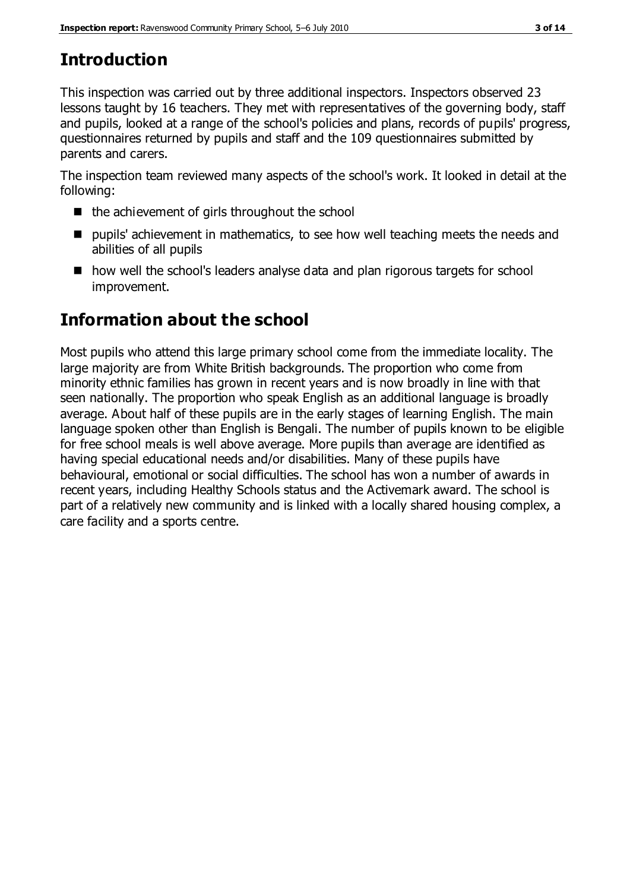# Introduction

This inspection was carried out by three additional inspectors. Inspectors observed 23 lessons taught by 16 teachers. They met with representatives of the governing body, staff and pupils, looked at a range of the school's policies and plans, records of pupils' progress, questionnaires returned by pupils and staff and the 109 questionnaires submitted by parents and carers.

The inspection team reviewed many aspects of the school's work. It looked in detail at the following:

- the achievement of girls throughout the school
- pupils' achievement in mathematics, to see how well teaching meets the needs and abilities of all pupils
- how well the school's leaders analyse data and plan rigorous targets for school improvement.

# Information about the school

Most pupils who attend this large primary school come from the immediate locality. The large majority are from White British backgrounds. The proportion who come from minority ethnic families has grown in recent years and is now broadly in line with that seen nationally. The proportion who speak English as an additional language is broadly average. About half of these pupils are in the early stages of learning English. The main language spoken other than English is Bengali. The number of pupils known to be eligible for free school meals is well above average. More pupils than average are identified as having special educational needs and/or disabilities. Many of these pupils have behavioural, emotional or social difficulties. The school has won a number of awards in recent years, including Healthy Schools status and the Activemark award. The school is part of a relatively new community and is linked with a locally shared housing complex, a care facility and a sports centre.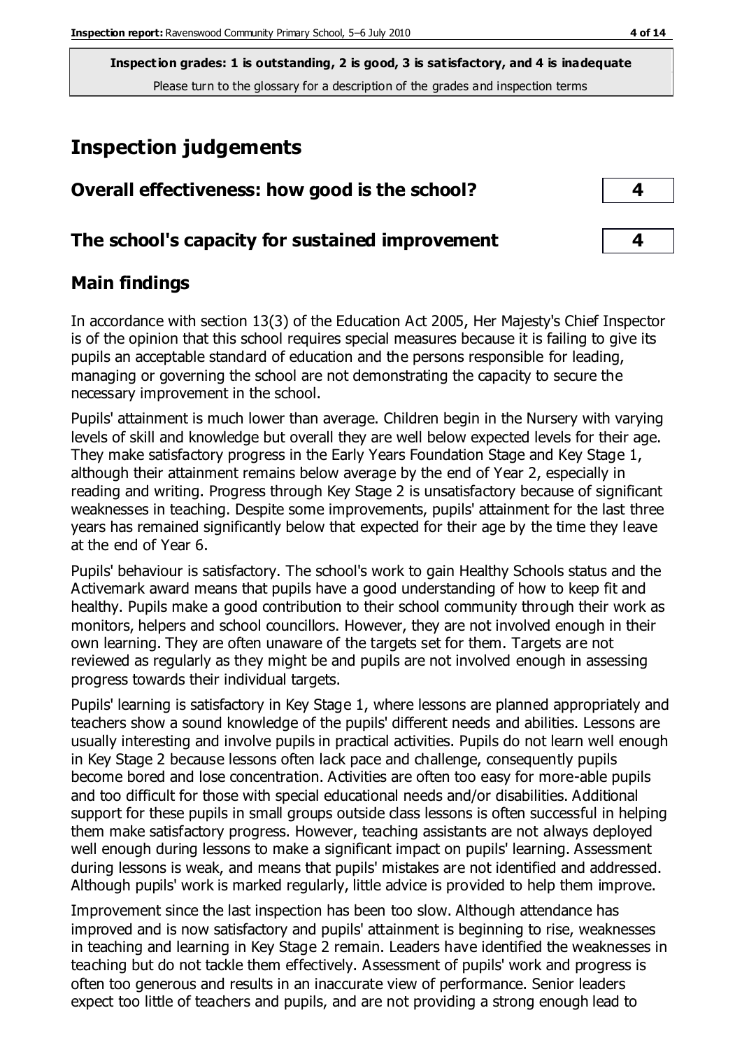**Inspection grades: 1 is outstanding, 2 is good, 3 is satisfactory, and 4 is inadequate**
Please turn to the glossary for a description of the grades and inspection terms

# Inspection judgements

## Overall effectiveness: how good is the school? — 4

## The school's capacity for sustained improvement — 4

## Main findings

In accordance with section 13(3) of the Education Act 2005, Her Majesty's Chief Inspector is of the opinion that this school requires special measures because it is failing to give its pupils an acceptable standard of education and the persons responsible for leading, managing or governing the school are not demonstrating the capacity to secure the necessary improvement in the school.

Pupils' attainment is much lower than average. Children begin in the Nursery with varying levels of skill and knowledge but overall they are well below expected levels for their age. They make satisfactory progress in the Early Years Foundation Stage and Key Stage 1, although their attainment remains below average by the end of Year 2, especially in reading and writing. Progress through Key Stage 2 is unsatisfactory because of significant weaknesses in teaching. Despite some improvements, pupils' attainment for the last three years has remained significantly below that expected for their age by the time they leave at the end of Year 6.

Pupils' behaviour is satisfactory. The school's work to gain Healthy Schools status and the Activemark award means that pupils have a good understanding of how to keep fit and healthy. Pupils make a good contribution to their school community through their work as monitors, helpers and school councillors. However, they are not involved enough in their own learning. They are often unaware of the targets set for them. Targets are not reviewed as regularly as they might be and pupils are not involved enough in assessing progress towards their individual targets.

Pupils' learning is satisfactory in Key Stage 1, where lessons are planned appropriately and teachers show a sound knowledge of the pupils' different needs and abilities. Lessons are usually interesting and involve pupils in practical activities. Pupils do not learn well enough in Key Stage 2 because lessons often lack pace and challenge, consequently pupils become bored and lose concentration. Activities are often too easy for more-able pupils and too difficult for those with special educational needs and/or disabilities. Additional support for these pupils in small groups outside class lessons is often successful in helping them make satisfactory progress. However, teaching assistants are not always deployed well enough during lessons to make a significant impact on pupils' learning. Assessment during lessons is weak, and means that pupils' mistakes are not identified and addressed. Although pupils' work is marked regularly, little advice is provided to help them improve.

Improvement since the last inspection has been too slow. Although attendance has improved and is now satisfactory and pupils' attainment is beginning to rise, weaknesses in teaching and learning in Key Stage 2 remain. Leaders have identified the weaknesses in teaching but do not tackle them effectively. Assessment of pupils' work and progress is often too generous and results in an inaccurate view of performance. Senior leaders expect too little of teachers and pupils, and are not providing a strong enough lead to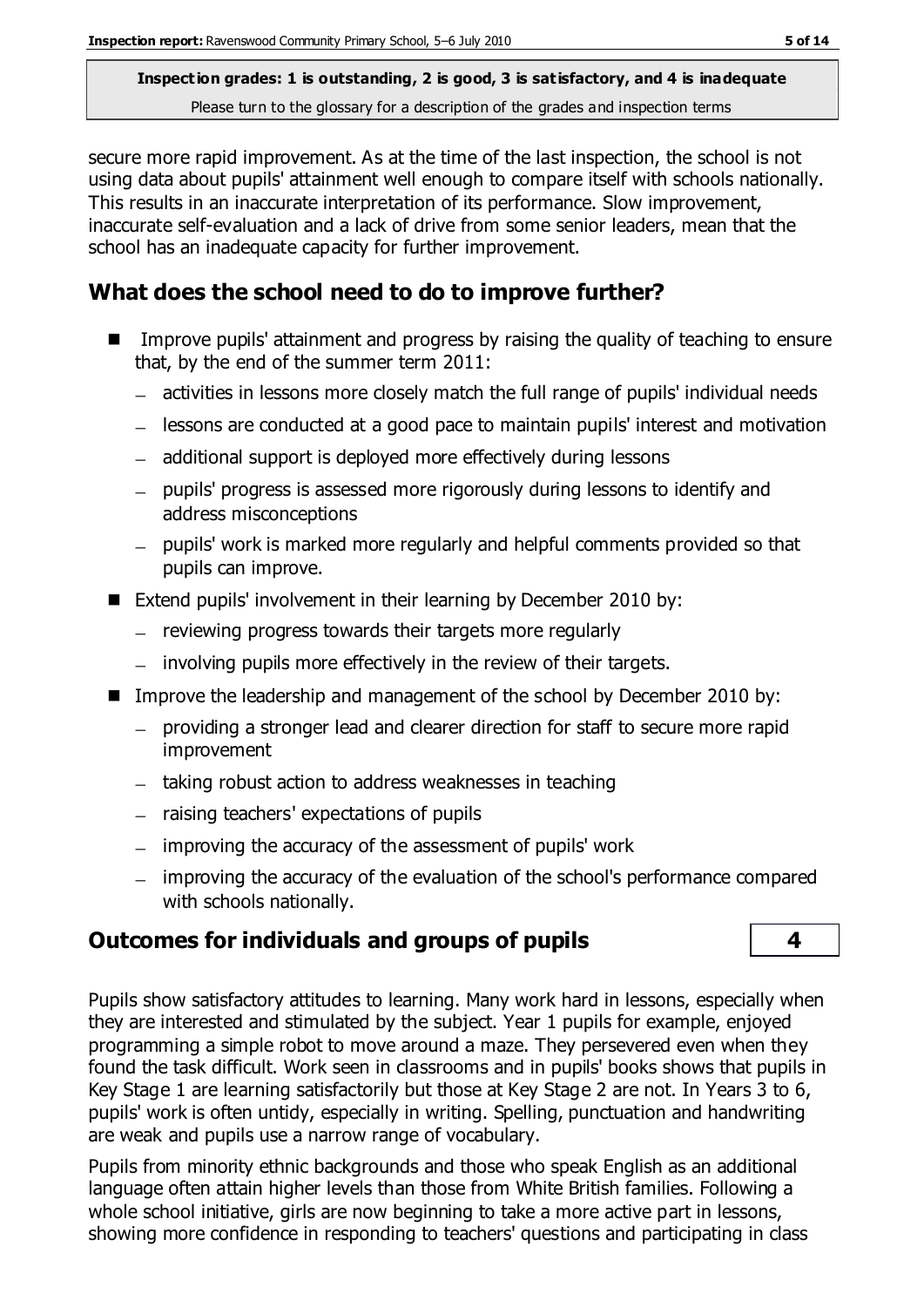secure more rapid improvement. As at the time of the last inspection, the school is not using data about pupils' attainment well enough to compare itself with schools nationally. This results in an inaccurate interpretation of its performance. Slow improvement, inaccurate self-evaluation and a lack of drive from some senior leaders, mean that the school has an inadequate capacity for further improvement.

## What does the school need to do to improve further?

- Improve pupils' attainment and progress by raising the quality of teaching to ensure that, by the end of the summer term 2011:
  - activities in lessons more closely match the full range of pupils' individual needs
  - lessons are conducted at a good pace to maintain pupils' interest and motivation
  - additional support is deployed more effectively during lessons
  - pupils' progress is assessed more rigorously during lessons to identify and address misconceptions
  - pupils' work is marked more regularly and helpful comments provided so that pupils can improve.
- Extend pupils' involvement in their learning by December 2010 by:
  - reviewing progress towards their targets more regularly
  - involving pupils more effectively in the review of their targets.
- Improve the leadership and management of the school by December 2010 by:
  - providing a stronger lead and clearer direction for staff to secure more rapid improvement
  - taking robust action to address weaknesses in teaching
  - raising teachers' expectations of pupils
  - improving the accuracy of the assessment of pupils' work
  - improving the accuracy of the evaluation of the school's performance compared with schools nationally.

## Outcomes for individuals and groups of pupils — 4

Pupils show satisfactory attitudes to learning. Many work hard in lessons, especially when they are interested and stimulated by the subject. Year 1 pupils for example, enjoyed programming a simple robot to move around a maze. They persevered even when they found the task difficult. Work seen in classrooms and in pupils' books shows that pupils in Key Stage 1 are learning satisfactorily but those at Key Stage 2 are not. In Years 3 to 6, pupils' work is often untidy, especially in writing. Spelling, punctuation and handwriting are weak and pupils use a narrow range of vocabulary.

Pupils from minority ethnic backgrounds and those who speak English as an additional language often attain higher levels than those from White British families. Following a whole school initiative, girls are now beginning to take a more active part in lessons, showing more confidence in responding to teachers' questions and participating in class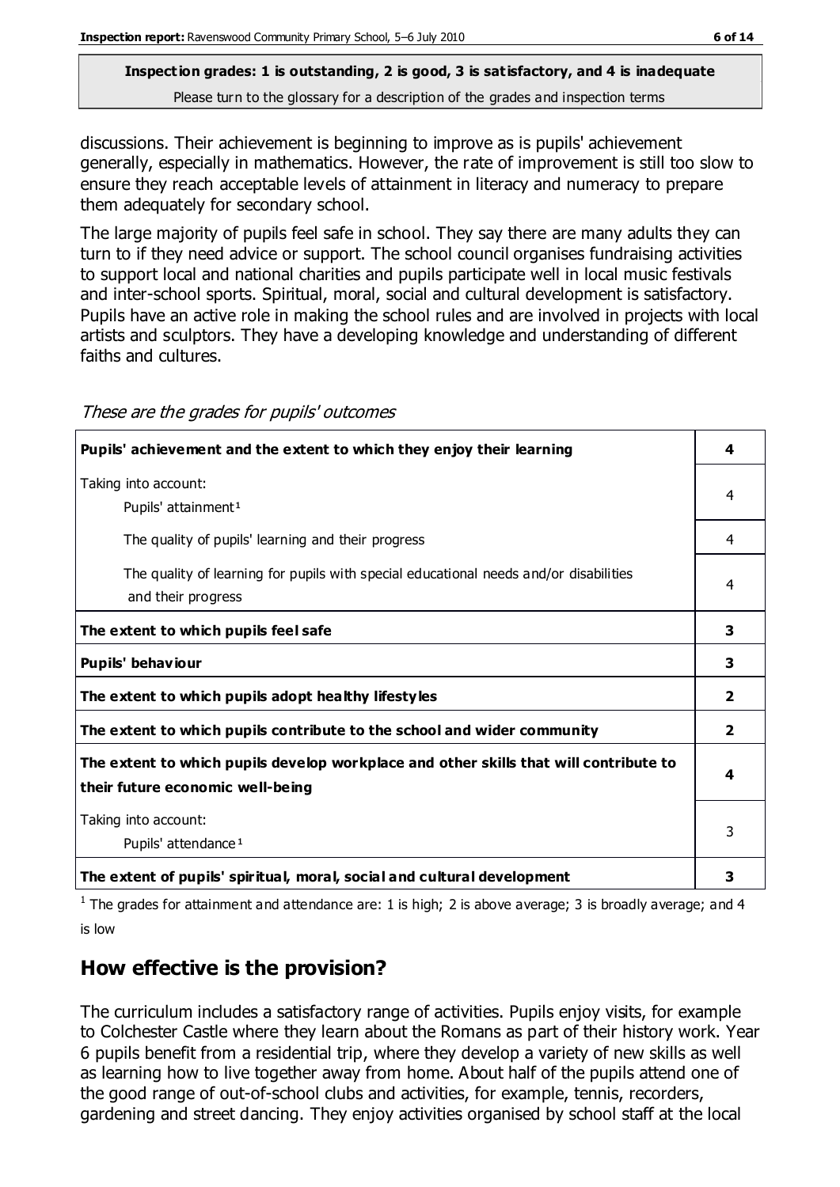**Inspection grades: 1 is outstanding, 2 is good, 3 is satisfactory, and 4 is inadequate**
Please turn to the glossary for a description of the grades and inspection terms

discussions. Their achievement is beginning to improve as is pupils' achievement generally, especially in mathematics. However, the rate of improvement is still too slow to ensure they reach acceptable levels of attainment in literacy and numeracy to prepare them adequately for secondary school.

The large majority of pupils feel safe in school. They say there are many adults they can turn to if they need advice or support. The school council organises fundraising activities to support local and national charities and pupils participate well in local music festivals and inter-school sports. Spiritual, moral, social and cultural development is satisfactory. Pupils have an active role in making the school rules and are involved in projects with local artists and sculptors. They have a developing knowledge and understanding of different faiths and cultures.

*These are the grades for pupils' outcomes*

| | |
|---|---|
| **Pupils' achievement and the extent to which they enjoy their learning** | **4** |
| Taking into account: Pupils' attainment[1] | 4 |
| The quality of pupils' learning and their progress | 4 |
| The quality of learning for pupils with special educational needs and/or disabilities and their progress | 4 |
| **The extent to which pupils feel safe** | **3** |
| **Pupils' behaviour** | **3** |
| **The extent to which pupils adopt healthy lifestyles** | **2** |
| **The extent to which pupils contribute to the school and wider community** | **2** |
| **The extent to which pupils develop workplace and other skills that will contribute to their future economic well-being** | **4** |
| Taking into account: Pupils' attendance[1] | 3 |
| **The extent of pupils' spiritual, moral, social and cultural development** | **3** |

[1] The grades for attainment and attendance are: 1 is high; 2 is above average; 3 is broadly average; and 4 is low

## How effective is the provision?

The curriculum includes a satisfactory range of activities. Pupils enjoy visits, for example to Colchester Castle where they learn about the Romans as part of their history work. Year 6 pupils benefit from a residential trip, where they develop a variety of new skills as well as learning how to live together away from home. About half of the pupils attend one of the good range of out-of-school clubs and activities, for example, tennis, recorders, gardening and street dancing. They enjoy activities organised by school staff at the local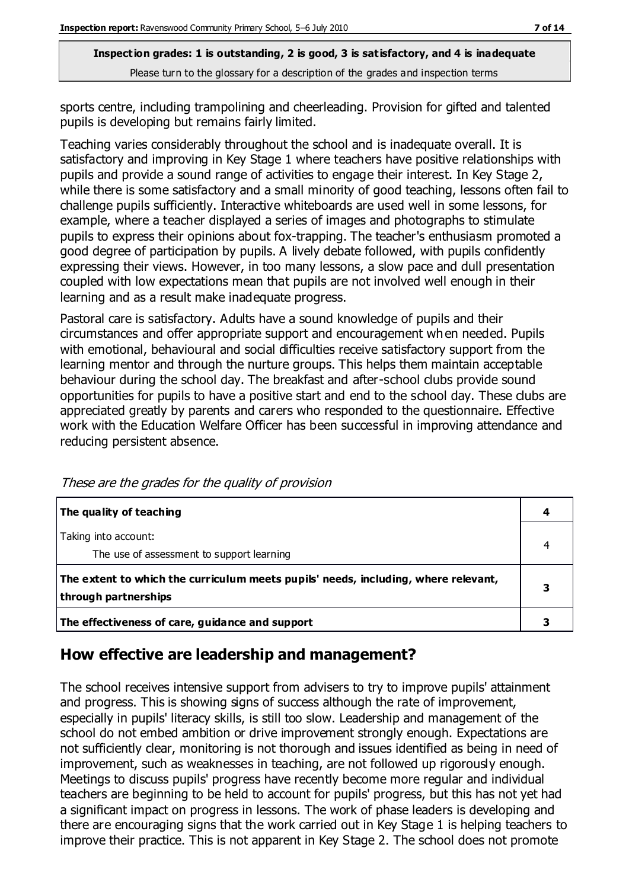sports centre, including trampolining and cheerleading. Provision for gifted and talented pupils is developing but remains fairly limited.

Teaching varies considerably throughout the school and is inadequate overall. It is satisfactory and improving in Key Stage 1 where teachers have positive relationships with pupils and provide a sound range of activities to engage their interest. In Key Stage 2, while there is some satisfactory and a small minority of good teaching, lessons often fail to challenge pupils sufficiently. Interactive whiteboards are used well in some lessons, for example, where a teacher displayed a series of images and photographs to stimulate pupils to express their opinions about fox-trapping. The teacher's enthusiasm promoted a good degree of participation by pupils. A lively debate followed, with pupils confidently expressing their views. However, in too many lessons, a slow pace and dull presentation coupled with low expectations mean that pupils are not involved well enough in their learning and as a result make inadequate progress.

Pastoral care is satisfactory. Adults have a sound knowledge of pupils and their circumstances and offer appropriate support and encouragement when needed. Pupils with emotional, behavioural and social difficulties receive satisfactory support from the learning mentor and through the nurture groups. This helps them maintain acceptable behaviour during the school day. The breakfast and after-school clubs provide sound opportunities for pupils to have a positive start and end to the school day. These clubs are appreciated greatly by parents and carers who responded to the questionnaire. Effective work with the Education Welfare Officer has been successful in improving attendance and reducing persistent absence.

*These are the grades for the quality of provision*

| | |
|---|---|
| **The quality of teaching** | **4** |
| Taking into account:<br>The use of assessment to support learning | 4 |
| **The extent to which the curriculum meets pupils' needs, including, where relevant, through partnerships** | **3** |
| **The effectiveness of care, guidance and support** | **3** |

## How effective are leadership and management?

The school receives intensive support from advisers to try to improve pupils' attainment and progress. This is showing signs of success although the rate of improvement, especially in pupils' literacy skills, is still too slow. Leadership and management of the school do not embed ambition or drive improvement strongly enough. Expectations are not sufficiently clear, monitoring is not thorough and issues identified as being in need of improvement, such as weaknesses in teaching, are not followed up rigorously enough. Meetings to discuss pupils' progress have recently become more regular and individual teachers are beginning to be held to account for pupils' progress, but this has not yet had a significant impact on progress in lessons. The work of phase leaders is developing and there are encouraging signs that the work carried out in Key Stage 1 is helping teachers to improve their practice. This is not apparent in Key Stage 2. The school does not promote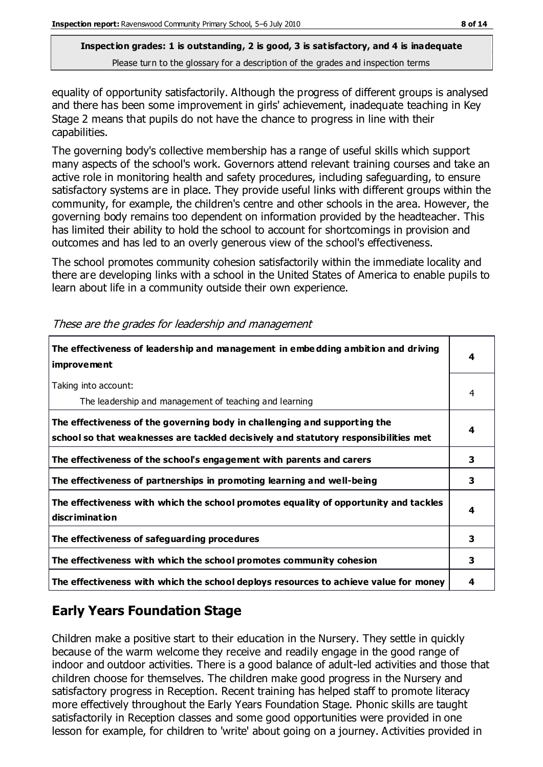**Inspection grades: 1 is outstanding, 2 is good, 3 is satisfactory, and 4 is inadequate**
Please turn to the glossary for a description of the grades and inspection terms

equality of opportunity satisfactorily. Although the progress of different groups is analysed and there has been some improvement in girls' achievement, inadequate teaching in Key Stage 2 means that pupils do not have the chance to progress in line with their capabilities.

The governing body's collective membership has a range of useful skills which support many aspects of the school's work. Governors attend relevant training courses and take an active role in monitoring health and safety procedures, including safeguarding, to ensure satisfactory systems are in place. They provide useful links with different groups within the community, for example, the children's centre and other schools in the area. However, the governing body remains too dependent on information provided by the headteacher. This has limited their ability to hold the school to account for shortcomings in provision and outcomes and has led to an overly generous view of the school's effectiveness.

The school promotes community cohesion satisfactorily within the immediate locality and there are developing links with a school in the United States of America to enable pupils to learn about life in a community outside their own experience.

*These are the grades for leadership and management*

| | |
|---|---|
| **The effectiveness of leadership and management in embedding ambition and driving improvement** | **4** |
| Taking into account: The leadership and management of teaching and learning | 4 |
| **The effectiveness of the governing body in challenging and supporting the school so that weaknesses are tackled decisively and statutory responsibilities met** | **4** |
| **The effectiveness of the school's engagement with parents and carers** | **3** |
| **The effectiveness of partnerships in promoting learning and well-being** | **3** |
| **The effectiveness with which the school promotes equality of opportunity and tackles discrimination** | **4** |
| **The effectiveness of safeguarding procedures** | **3** |
| **The effectiveness with which the school promotes community cohesion** | **3** |
| **The effectiveness with which the school deploys resources to achieve value for money** | **4** |

## Early Years Foundation Stage

Children make a positive start to their education in the Nursery. They settle in quickly because of the warm welcome they receive and readily engage in the good range of indoor and outdoor activities. There is a good balance of adult-led activities and those that children choose for themselves. The children make good progress in the Nursery and satisfactory progress in Reception. Recent training has helped staff to promote literacy more effectively throughout the Early Years Foundation Stage. Phonic skills are taught satisfactorily in Reception classes and some good opportunities were provided in one lesson for example, for children to 'write' about going on a journey. Activities provided in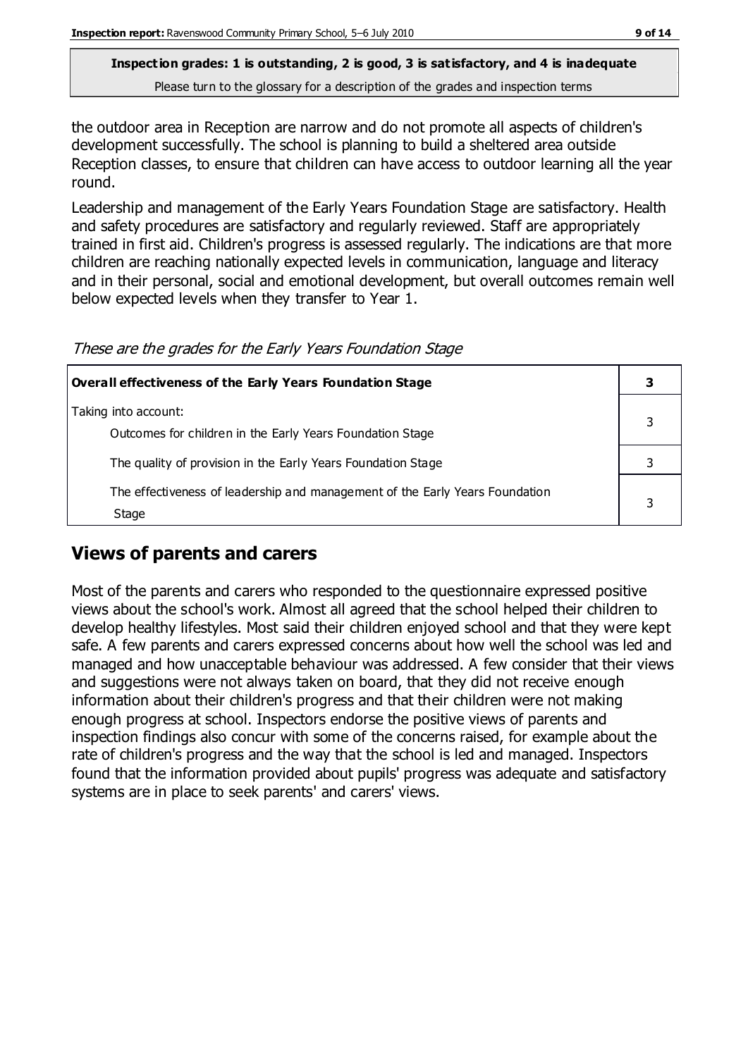the outdoor area in Reception are narrow and do not promote all aspects of children's development successfully. The school is planning to build a sheltered area outside Reception classes, to ensure that children can have access to outdoor learning all the year round.

Leadership and management of the Early Years Foundation Stage are satisfactory. Health and safety procedures are satisfactory and regularly reviewed. Staff are appropriately trained in first aid. Children's progress is assessed regularly. The indications are that more children are reaching nationally expected levels in communication, language and literacy and in their personal, social and emotional development, but overall outcomes remain well below expected levels when they transfer to Year 1.

*These are the grades for the Early Years Foundation Stage*

| **Overall effectiveness of the Early Years Foundation Stage** | **3** |
|---|---|
| Taking into account:<br>Outcomes for children in the Early Years Foundation Stage | 3 |
| The quality of provision in the Early Years Foundation Stage | 3 |
| The effectiveness of leadership and management of the Early Years Foundation Stage | 3 |

## Views of parents and carers

Most of the parents and carers who responded to the questionnaire expressed positive views about the school's work. Almost all agreed that the school helped their children to develop healthy lifestyles. Most said their children enjoyed school and that they were kept safe. A few parents and carers expressed concerns about how well the school was led and managed and how unacceptable behaviour was addressed. A few consider that their views and suggestions were not always taken on board, that they did not receive enough information about their children's progress and that their children were not making enough progress at school. Inspectors endorse the positive views of parents and inspection findings also concur with some of the concerns raised, for example about the rate of children's progress and the way that the school is led and managed. Inspectors found that the information provided about pupils' progress was adequate and satisfactory systems are in place to seek parents' and carers' views.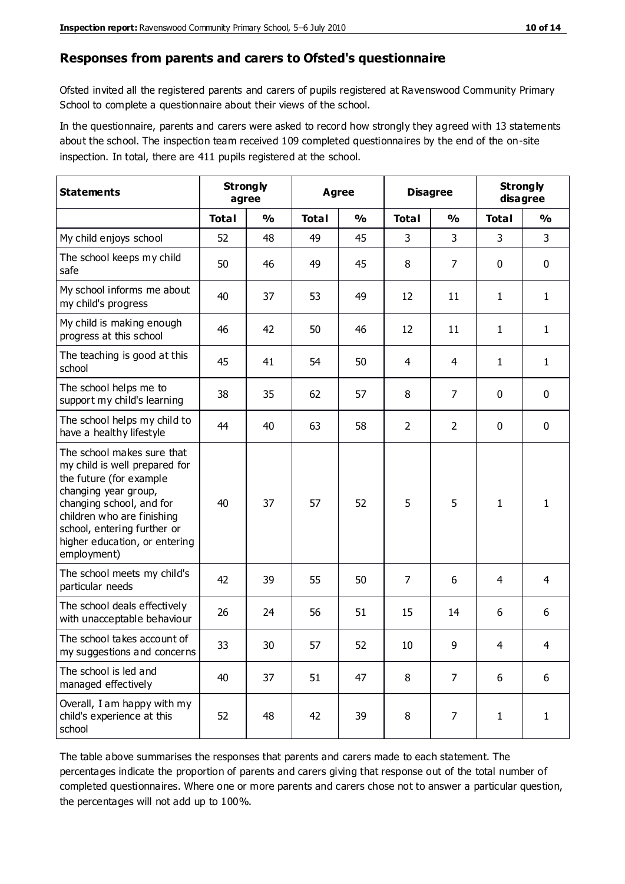## Responses from parents and carers to Ofsted's questionnaire

Ofsted invited all the registered parents and carers of pupils registered at Ravenswood Community Primary School to complete a questionnaire about their views of the school.

In the questionnaire, parents and carers were asked to record how strongly they agreed with 13 statements about the school. The inspection team received 109 completed questionnaires by the end of the on-site inspection. In total, there are 411 pupils registered at the school.

| Statements | Strongly agree | | Agree | | Disagree | | Strongly disagree | |
|---|---|---|---|---|---|---|---|---|
| | **Total** | **%** | **Total** | **%** | **Total** | **%** | **Total** | **%** |
| My child enjoys school | 52 | 48 | 49 | 45 | 3 | 3 | 3 | 3 |
| The school keeps my child safe | 50 | 46 | 49 | 45 | 8 | 7 | 0 | 0 |
| My school informs me about my child's progress | 40 | 37 | 53 | 49 | 12 | 11 | 1 | 1 |
| My child is making enough progress at this school | 46 | 42 | 50 | 46 | 12 | 11 | 1 | 1 |
| The teaching is good at this school | 45 | 41 | 54 | 50 | 4 | 4 | 1 | 1 |
| The school helps me to support my child's learning | 38 | 35 | 62 | 57 | 8 | 7 | 0 | 0 |
| The school helps my child to have a healthy lifestyle | 44 | 40 | 63 | 58 | 2 | 2 | 0 | 0 |
| The school makes sure that my child is well prepared for the future (for example changing year group, changing school, and for children who are finishing school, entering further or higher education, or entering employment) | 40 | 37 | 57 | 52 | 5 | 5 | 1 | 1 |
| The school meets my child's particular needs | 42 | 39 | 55 | 50 | 7 | 6 | 4 | 4 |
| The school deals effectively with unacceptable behaviour | 26 | 24 | 56 | 51 | 15 | 14 | 6 | 6 |
| The school takes account of my suggestions and concerns | 33 | 30 | 57 | 52 | 10 | 9 | 4 | 4 |
| The school is led and managed effectively | 40 | 37 | 51 | 47 | 8 | 7 | 6 | 6 |
| Overall, I am happy with my child's experience at this school | 52 | 48 | 42 | 39 | 8 | 7 | 1 | 1 |

The table above summarises the responses that parents and carers made to each statement. The percentages indicate the proportion of parents and carers giving that response out of the total number of completed questionnaires. Where one or more parents and carers chose not to answer a particular question, the percentages will not add up to 100%.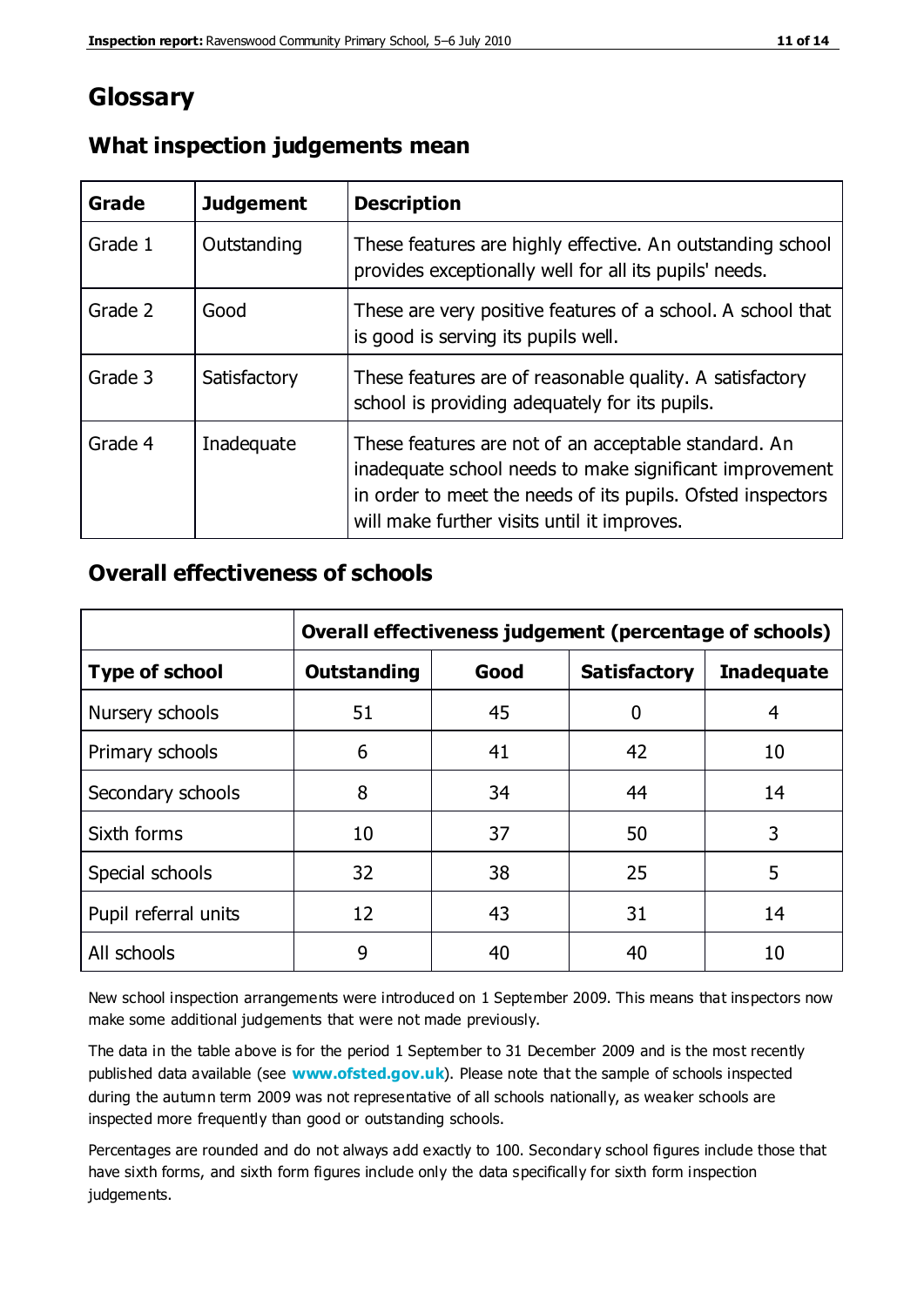# Glossary

## What inspection judgements mean

| Grade | Judgement | Description |
|---|---|---|
| Grade 1 | Outstanding | These features are highly effective. An outstanding school provides exceptionally well for all its pupils' needs. |
| Grade 2 | Good | These are very positive features of a school. A school that is good is serving its pupils well. |
| Grade 3 | Satisfactory | These features are of reasonable quality. A satisfactory school is providing adequately for its pupils. |
| Grade 4 | Inadequate | These features are not of an acceptable standard. An inadequate school needs to make significant improvement in order to meet the needs of its pupils. Ofsted inspectors will make further visits until it improves. |

## Overall effectiveness of schools

| | **Overall effectiveness judgement (percentage of schools)** | | | |
|---|---|---|---|---|
| **Type of school** | **Outstanding** | **Good** | **Satisfactory** | **Inadequate** |
| Nursery schools | 51 | 45 | 0 | 4 |
| Primary schools | 6 | 41 | 42 | 10 |
| Secondary schools | 8 | 34 | 44 | 14 |
| Sixth forms | 10 | 37 | 50 | 3 |
| Special schools | 32 | 38 | 25 | 5 |
| Pupil referral units | 12 | 43 | 31 | 14 |
| All schools | 9 | 40 | 40 | 10 |

New school inspection arrangements were introduced on 1 September 2009. This means that inspectors now make some additional judgements that were not made previously.

The data in the table above is for the period 1 September to 31 December 2009 and is the most recently published data available (see **www.ofsted.gov.uk**). Please note that the sample of schools inspected during the autumn term 2009 was not representative of all schools nationally, as weaker schools are inspected more frequently than good or outstanding schools.

Percentages are rounded and do not always add exactly to 100. Secondary school figures include those that have sixth forms, and sixth form figures include only the data specifically for sixth form inspection judgements.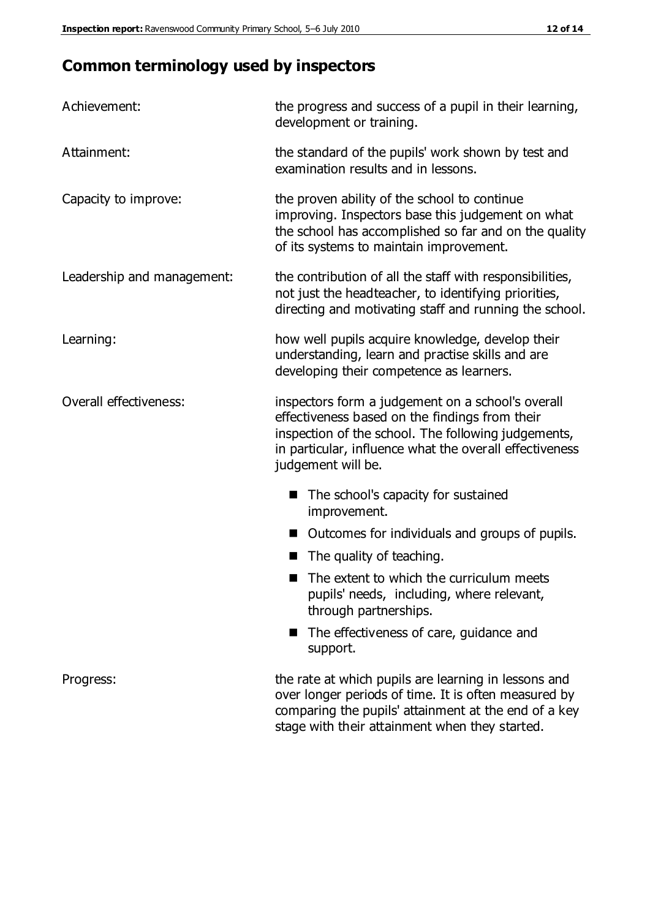## Common terminology used by inspectors

| | |
|---|---|
| Achievement: | the progress and success of a pupil in their learning, development or training. |
| Attainment: | the standard of the pupils' work shown by test and examination results and in lessons. |
| Capacity to improve: | the proven ability of the school to continue improving. Inspectors base this judgement on what the school has accomplished so far and on the quality of its systems to maintain improvement. |
| Leadership and management: | the contribution of all the staff with responsibilities, not just the headteacher, to identifying priorities, directing and motivating staff and running the school. |
| Learning: | how well pupils acquire knowledge, develop their understanding, learn and practise skills and are developing their competence as learners. |
| Overall effectiveness: | inspectors form a judgement on a school's overall effectiveness based on the findings from their inspection of the school. The following judgements, in particular, influence what the overall effectiveness judgement will be. |

- The school's capacity for sustained improvement.
- Outcomes for individuals and groups of pupils.
- The quality of teaching.
- The extent to which the curriculum meets pupils' needs, including, where relevant, through partnerships.
- The effectiveness of care, guidance and support.

| | |
|---|---|
| Progress: | the rate at which pupils are learning in lessons and over longer periods of time. It is often measured by comparing the pupils' attainment at the end of a key stage with their attainment when they started. |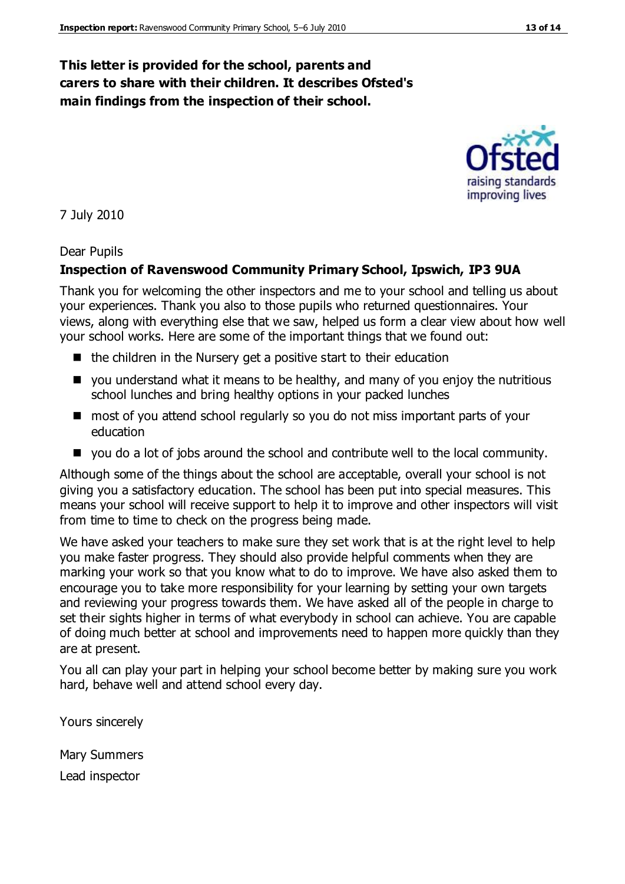**This letter is provided for the school, parents and carers to share with their children. It describes Ofsted's main findings from the inspection of their school.**

7 July 2010

Dear Pupils

**Inspection of Ravenswood Community Primary School, Ipswich, IP3 9UA**

Thank you for welcoming the other inspectors and me to your school and telling us about your experiences. Thank you also to those pupils who returned questionnaires. Your views, along with everything else that we saw, helped us form a clear view about how well your school works. Here are some of the important things that we found out:

- the children in the Nursery get a positive start to their education
- you understand what it means to be healthy, and many of you enjoy the nutritious school lunches and bring healthy options in your packed lunches
- most of you attend school regularly so you do not miss important parts of your education
- you do a lot of jobs around the school and contribute well to the local community.

Although some of the things about the school are acceptable, overall your school is not giving you a satisfactory education. The school has been put into special measures. This means your school will receive support to help it to improve and other inspectors will visit from time to time to check on the progress being made.

We have asked your teachers to make sure they set work that is at the right level to help you make faster progress. They should also provide helpful comments when they are marking your work so that you know what to do to improve. We have also asked them to encourage you to take more responsibility for your learning by setting your own targets and reviewing your progress towards them. We have asked all of the people in charge to set their sights higher in terms of what everybody in school can achieve. You are capable of doing much better at school and improvements need to happen more quickly than they are at present.

You all can play your part in helping your school become better by making sure you work hard, behave well and attend school every day.

Yours sincerely

Mary Summers

Lead inspector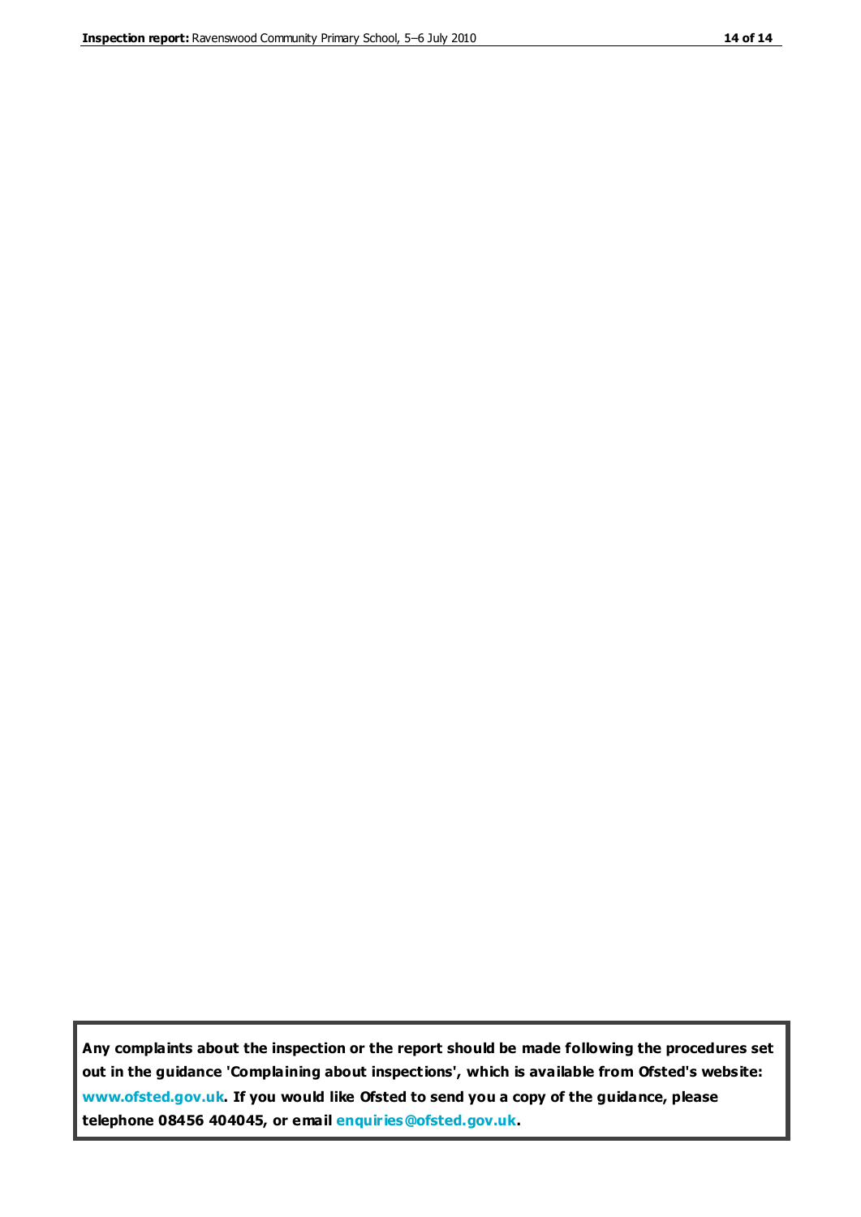**Any complaints about the inspection or the report should be made following the procedures set out in the guidance 'Complaining about inspections', which is available from Ofsted's website: www.ofsted.gov.uk. If you would like Ofsted to send you a copy of the guidance, please telephone 08456 404045, or email enquiries@ofsted.gov.uk.**